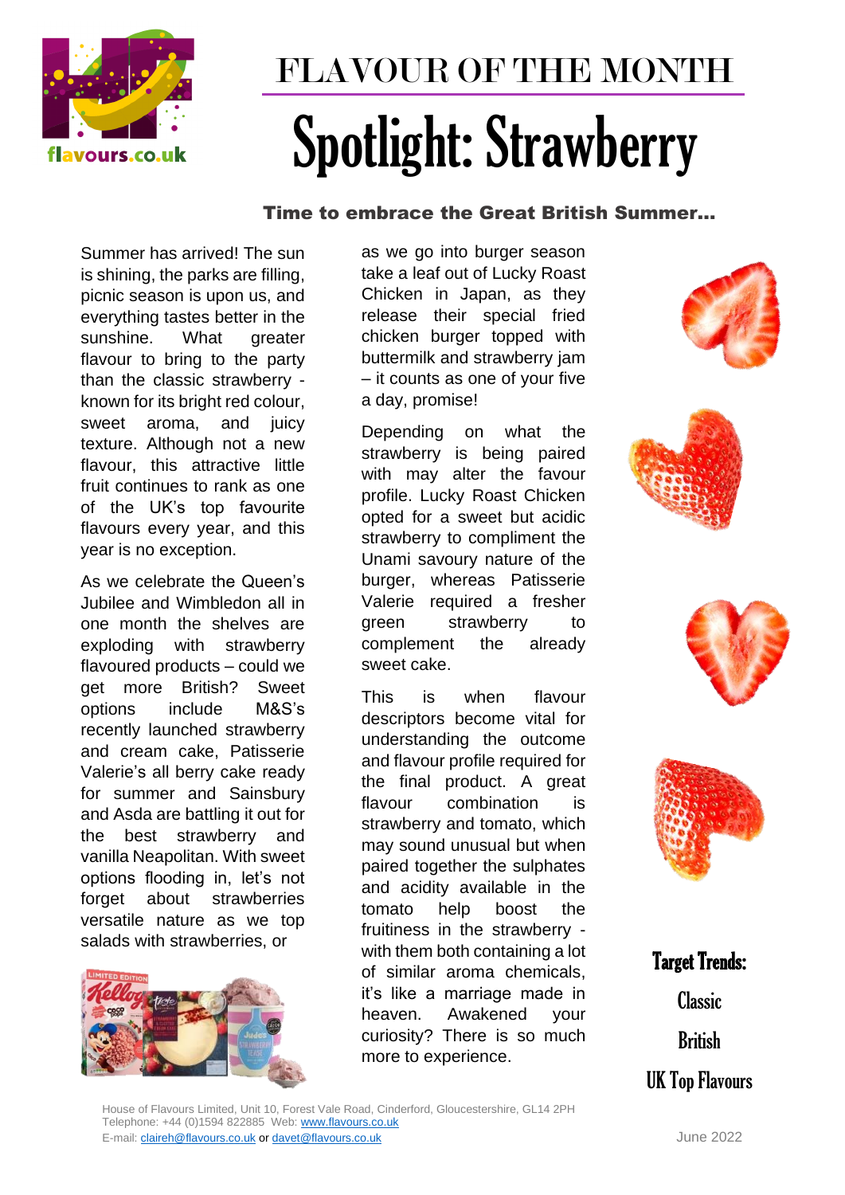# FLAVOUR OF THE MONTH

## Spotlight: Strawberry

### Time to embrace the Great British Summer…

Summer has arrived! The sun is shining, the parks are filling, picnic season is upon us, and everything tastes better in the sunshine. What greater flavour to bring to the party than the classic strawberry - known for its bright red colour, sweet aroma, and juicy texture. Although not a new flavour, this attractive little fruit continues to rank as one of the UK's top favourite flavours every year, and this year is no exception.

As we celebrate the Queen's Jubilee and Wimbledon all in one month the shelves are exploding with strawberry flavoured products – could we get more British? Sweet options include M&S's recently launched strawberry and cream cake, Patisserie Valerie's all berry cake ready for summer and Sainsbury and Asda are battling it out for the best strawberry and vanilla Neapolitan. With sweet options flooding in, let's not forget about strawberries versatile nature as we top salads with strawberries, or as we go into burger season take a leaf out of Lucky Roast Chicken in Japan, as they release their special fried chicken burger topped with buttermilk and strawberry jam – it counts as one of your five a day, promise!

Depending on what the strawberry is being paired with may alter the favour profile. Lucky Roast Chicken opted for a sweet but acidic strawberry to compliment the Unami savoury nature of the burger, whereas Patisserie Valerie required a fresher green strawberry to complement the already sweet cake.

This is when flavour descriptors become vital for understanding the outcome and flavour profile required for the final product. A great flavour combination is strawberry and tomato, which may sound unusual but when paired together the sulphates and acidity available in the tomato help boost the fruitiness in the strawberry - with them both containing a lot of similar aroma chemicals, it's like a marriage made in heaven. Awakened your curiosity? There is so much more to experience.

**Target Trends:**

Classic

British

UK Top Flavours

House of Flavours Limited, Unit 10, Forest Vale Road, Cinderford, Gloucestershire, GL14 2PH
Telephone: +44 (0)1594 822885 Web: www.flavours.co.uk
E-mail: claireh@flavours.co.uk or davet@flavours.co.uk

June 2022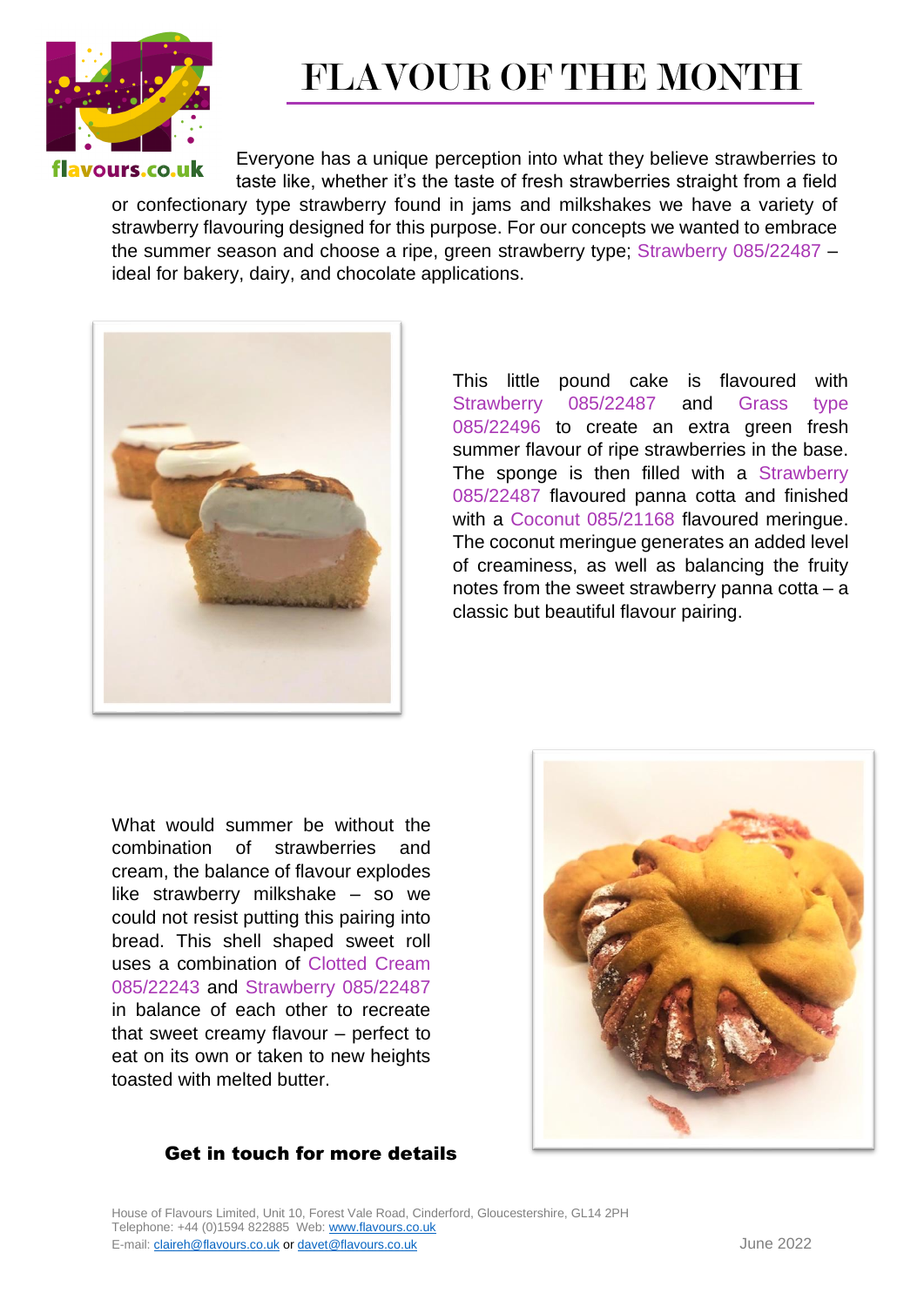# FLAVOUR OF THE MONTH

Everyone has a unique perception into what they believe strawberries to taste like, whether it's the taste of fresh strawberries straight from a field or confectionary type strawberry found in jams and milkshakes we have a variety of strawberry flavouring designed for this purpose. For our concepts we wanted to embrace the summer season and choose a ripe, green strawberry type; Strawberry 085/22487 – ideal for bakery, dairy, and chocolate applications.

This little pound cake is flavoured with Strawberry 085/22487 and Grass type 085/22496 to create an extra green fresh summer flavour of ripe strawberries in the base. The sponge is then filled with a Strawberry 085/22487 flavoured panna cotta and finished with a Coconut 085/21168 flavoured meringue. The coconut meringue generates an added level of creaminess, as well as balancing the fruity notes from the sweet strawberry panna cotta – a classic but beautiful flavour pairing.

What would summer be without the combination of strawberries and cream, the balance of flavour explodes like strawberry milkshake – so we could not resist putting this pairing into bread. This shell shaped sweet roll uses a combination of Clotted Cream 085/22243 and Strawberry 085/22487 in balance of each other to recreate that sweet creamy flavour – perfect to eat on its own or taken to new heights toasted with melted butter.

**Get in touch for more details**

House of Flavours Limited, Unit 10, Forest Vale Road, Cinderford, Gloucestershire, GL14 2PH
Telephone: +44 (0)1594 822885 Web: www.flavours.co.uk
E-mail: claireh@flavours.co.uk or davet@flavours.co.uk

June 2022